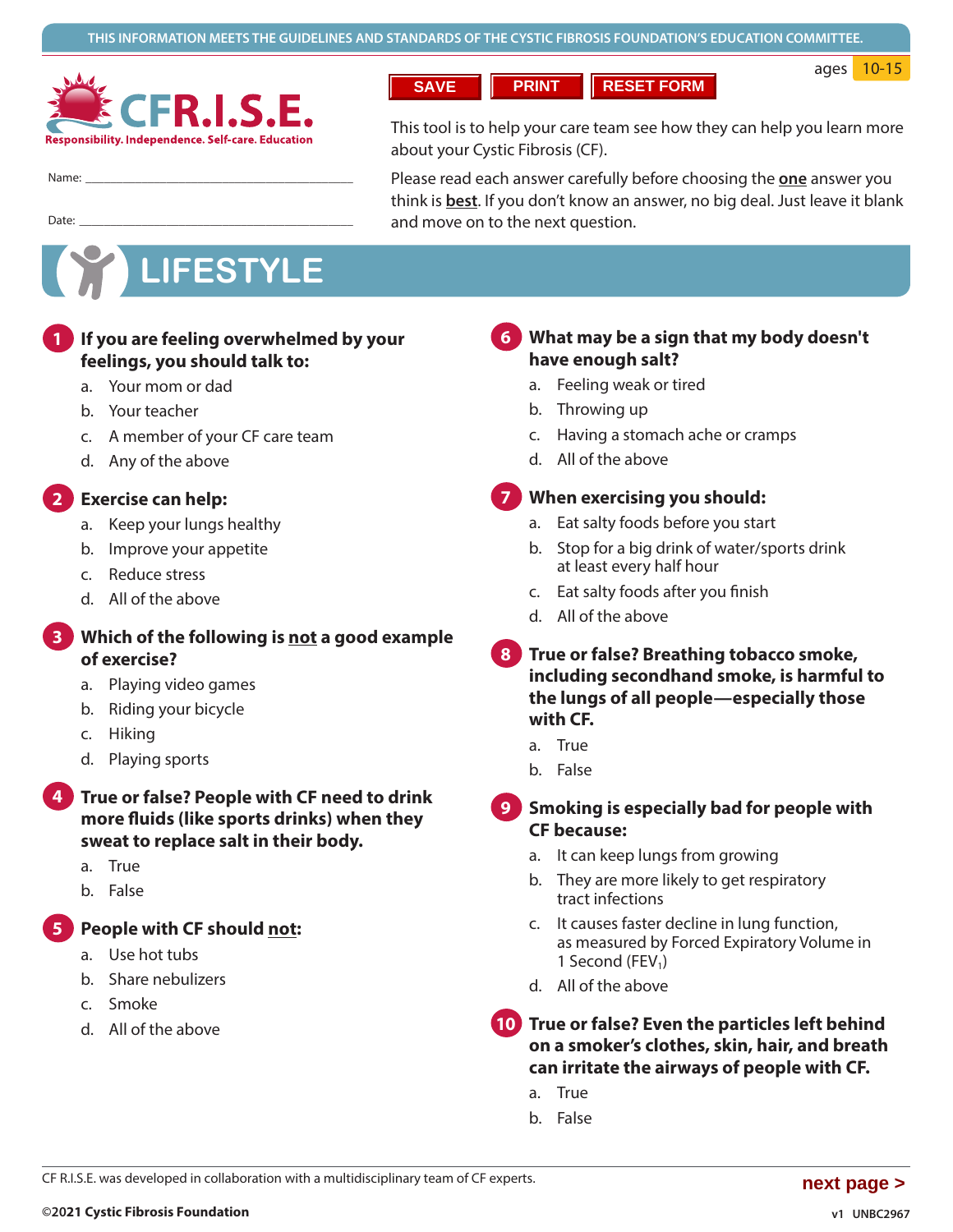THIS INFORMATION MEETS THE GUIDELINES AND STANDARDS OF THE CYSTIC FIBROSIS FOUNDATION'S EDUCATION COMMITTEE.

# CFR.I.S.E.

Responsibility. Independence. Self-care. Education

ages 10-15

SAVE | PRINT | RESET FORM

Name: ______________________________

Date: ______________________________

This tool is to help your care team see how they can help you learn more about your Cystic Fibrosis (CF).

Please read each answer carefully before choosing the **one** answer you think is **best**. If you don't know an answer, no big deal. Just leave it blank and move on to the next question.

## LIFESTYLE

**1 If you are feeling overwhelmed by your feelings, you should talk to:**

a. Your mom or dad
b. Your teacher
c. A member of your CF care team
d. Any of the above

**2 Exercise can help:**

a. Keep your lungs healthy
b. Improve your appetite
c. Reduce stress
d. All of the above

**3 Which of the following is not a good example of exercise?**

a. Playing video games
b. Riding your bicycle
c. Hiking
d. Playing sports

**4 True or false? People with CF need to drink more fluids (like sports drinks) when they sweat to replace salt in their body.**

a. True
b. False

**5 People with CF should not:**

a. Use hot tubs
b. Share nebulizers
c. Smoke
d. All of the above

**6 What may be a sign that my body doesn't have enough salt?**

a. Feeling weak or tired
b. Throwing up
c. Having a stomach ache or cramps
d. All of the above

**7 When exercising you should:**

a. Eat salty foods before you start
b. Stop for a big drink of water/sports drink at least every half hour
c. Eat salty foods after you finish
d. All of the above

**8 True or false? Breathing tobacco smoke, including secondhand smoke, is harmful to the lungs of all people—especially those with CF.**

a. True
b. False

**9 Smoking is especially bad for people with CF because:**

a. It can keep lungs from growing
b. They are more likely to get respiratory tract infections
c. It causes faster decline in lung function, as measured by Forced Expiratory Volume in 1 Second ($FEV_1$)
d. All of the above

**10 True or false? Even the particles left behind on a smoker's clothes, skin, hair, and breath can irritate the airways of people with CF.**

a. True
b. False

CF R.I.S.E. was developed in collaboration with a multidisciplinary team of CF experts.

**next page >**

©2021 Cystic Fibrosis Foundation

v1 UNBC2967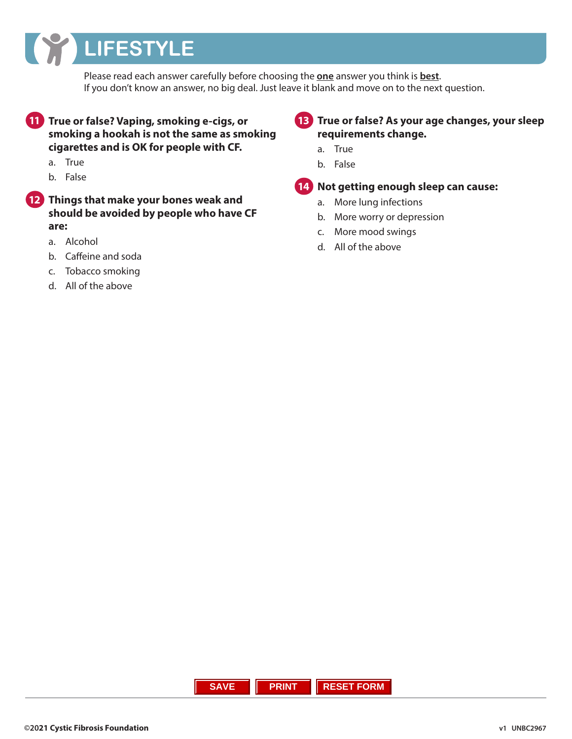# LIFESTYLE

Please read each answer carefully before choosing the **one** answer you think is **best**.
If you don't know an answer, no big deal. Just leave it blank and move on to the next question.

**11 True or false? Vaping, smoking e-cigs, or smoking a hookah is not the same as smoking cigarettes and is OK for people with CF.**

a. True
b. False

**12 Things that make your bones weak and should be avoided by people who have CF are:**

a. Alcohol
b. Caffeine and soda
c. Tobacco smoking
d. All of the above

**13 True or false? As your age changes, your sleep requirements change.**

a. True
b. False

**14 Not getting enough sleep can cause:**

a. More lung infections
b. More worry or depression
c. More mood swings
d. All of the above

SAVE PRINT RESET FORM

©2021 Cystic Fibrosis Foundation

v1 UNBC2967